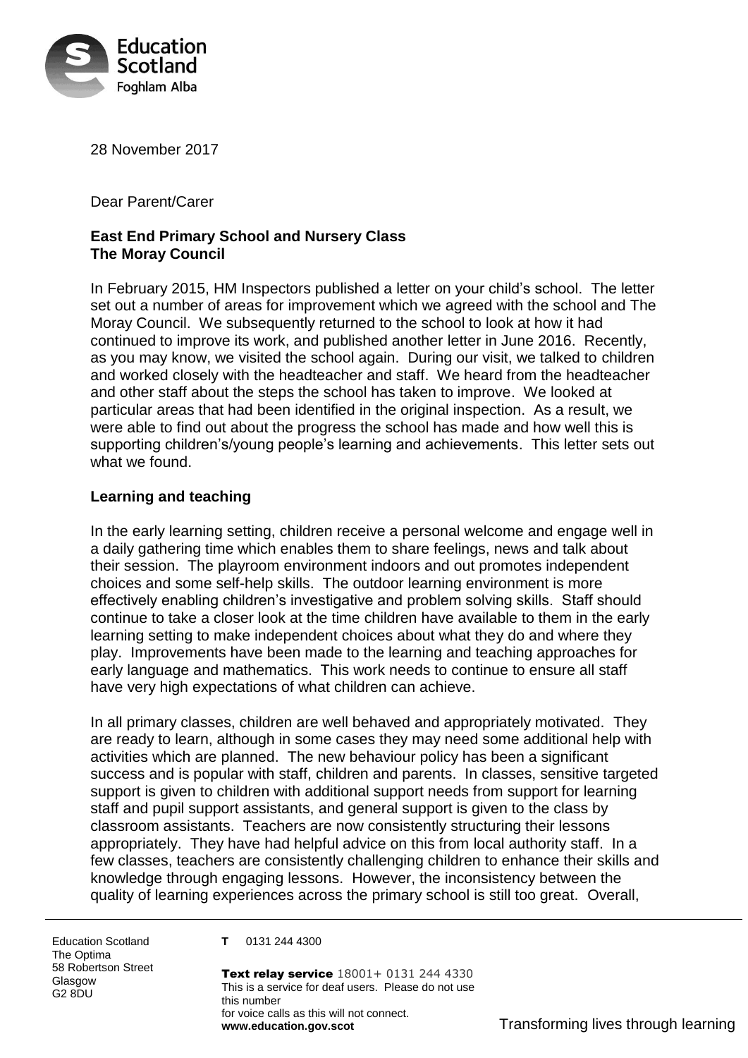Education Scotland
Foghlam Alba

28 November 2017

Dear Parent/Carer

**East End Primary School and Nursery Class**
**The Moray Council**

In February 2015, HM Inspectors published a letter on your child's school. The letter set out a number of areas for improvement which we agreed with the school and The Moray Council. We subsequently returned to the school to look at how it had continued to improve its work, and published another letter in June 2016. Recently, as you may know, we visited the school again. During our visit, we talked to children and worked closely with the headteacher and staff. We heard from the headteacher and other staff about the steps the school has taken to improve. We looked at particular areas that had been identified in the original inspection. As a result, we were able to find out about the progress the school has made and how well this is supporting children's/young people's learning and achievements. This letter sets out what we found.

**Learning and teaching**

In the early learning setting, children receive a personal welcome and engage well in a daily gathering time which enables them to share feelings, news and talk about their session. The playroom environment indoors and out promotes independent choices and some self-help skills. The outdoor learning environment is more effectively enabling children's investigative and problem solving skills. Staff should continue to take a closer look at the time children have available to them in the early learning setting to make independent choices about what they do and where they play. Improvements have been made to the learning and teaching approaches for early language and mathematics. This work needs to continue to ensure all staff have very high expectations of what children can achieve.

In all primary classes, children are well behaved and appropriately motivated. They are ready to learn, although in some cases they may need some additional help with activities which are planned. The new behaviour policy has been a significant success and is popular with staff, children and parents. In classes, sensitive targeted support is given to children with additional support needs from support for learning staff and pupil support assistants, and general support is given to the class by classroom assistants. Teachers are now consistently structuring their lessons appropriately. They have had helpful advice on this from local authority staff. In a few classes, teachers are consistently challenging children to enhance their skills and knowledge through engaging lessons. However, the inconsistency between the quality of learning experiences across the primary school is still too great. Overall,

Education Scotland
The Optima
58 Robertson Street
Glasgow
G2 8DU

**T** 0131 244 4300

**Text relay service** 18001+ 0131 244 4330
This is a service for deaf users. Please do not use this number for voice calls as this will not connect.
**www.education.gov.scot**

Transforming lives through learning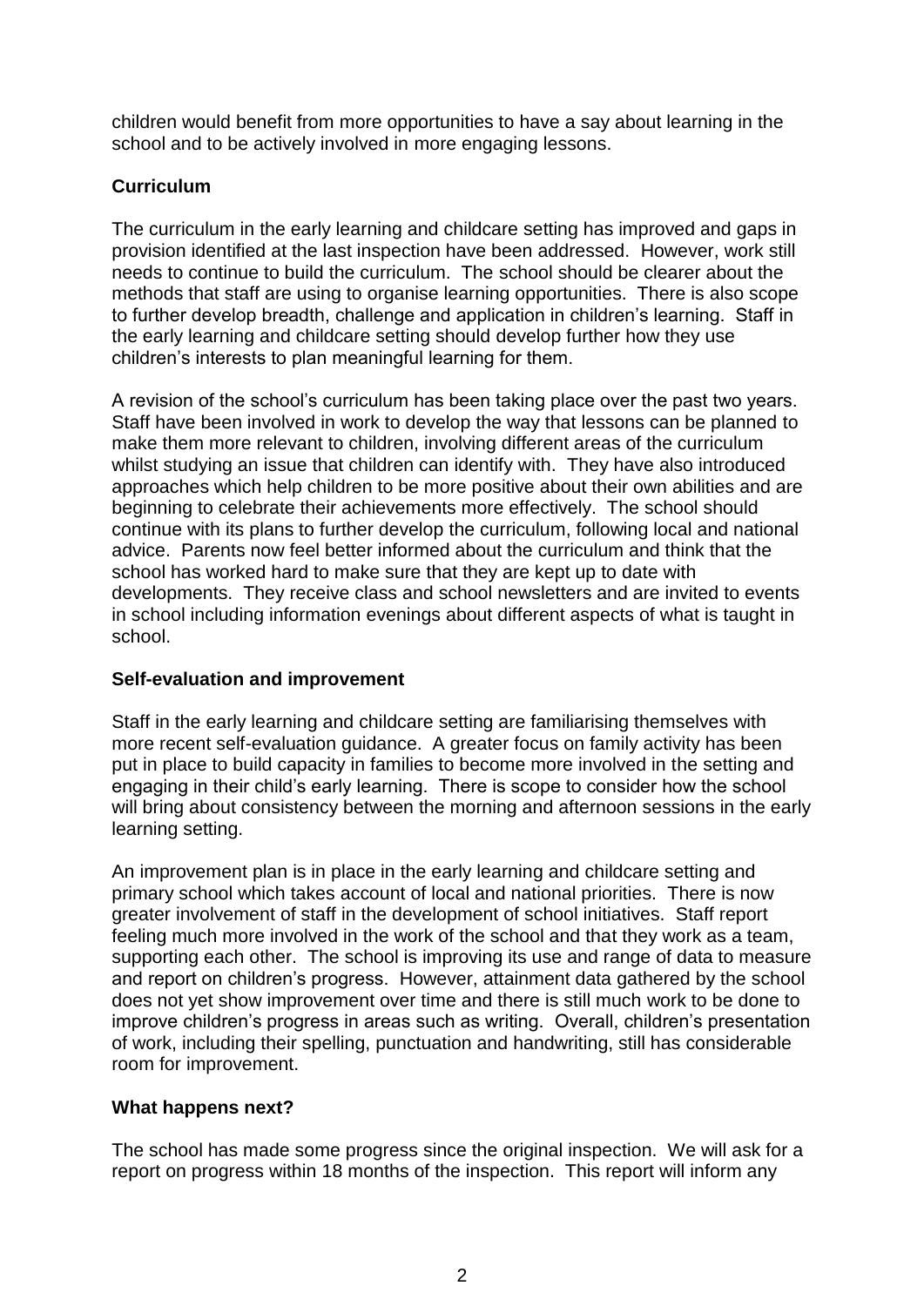children would benefit from more opportunities to have a say about learning in the school and to be actively involved in more engaging lessons.

## Curriculum

The curriculum in the early learning and childcare setting has improved and gaps in provision identified at the last inspection have been addressed. However, work still needs to continue to build the curriculum. The school should be clearer about the methods that staff are using to organise learning opportunities. There is also scope to further develop breadth, challenge and application in children's learning. Staff in the early learning and childcare setting should develop further how they use children's interests to plan meaningful learning for them.

A revision of the school's curriculum has been taking place over the past two years. Staff have been involved in work to develop the way that lessons can be planned to make them more relevant to children, involving different areas of the curriculum whilst studying an issue that children can identify with. They have also introduced approaches which help children to be more positive about their own abilities and are beginning to celebrate their achievements more effectively. The school should continue with its plans to further develop the curriculum, following local and national advice. Parents now feel better informed about the curriculum and think that the school has worked hard to make sure that they are kept up to date with developments. They receive class and school newsletters and are invited to events in school including information evenings about different aspects of what is taught in school.

## Self-evaluation and improvement

Staff in the early learning and childcare setting are familiarising themselves with more recent self-evaluation guidance. A greater focus on family activity has been put in place to build capacity in families to become more involved in the setting and engaging in their child's early learning. There is scope to consider how the school will bring about consistency between the morning and afternoon sessions in the early learning setting.

An improvement plan is in place in the early learning and childcare setting and primary school which takes account of local and national priorities. There is now greater involvement of staff in the development of school initiatives. Staff report feeling much more involved in the work of the school and that they work as a team, supporting each other. The school is improving its use and range of data to measure and report on children's progress. However, attainment data gathered by the school does not yet show improvement over time and there is still much work to be done to improve children's progress in areas such as writing. Overall, children's presentation of work, including their spelling, punctuation and handwriting, still has considerable room for improvement.

## What happens next?

The school has made some progress since the original inspection. We will ask for a report on progress within 18 months of the inspection. This report will inform any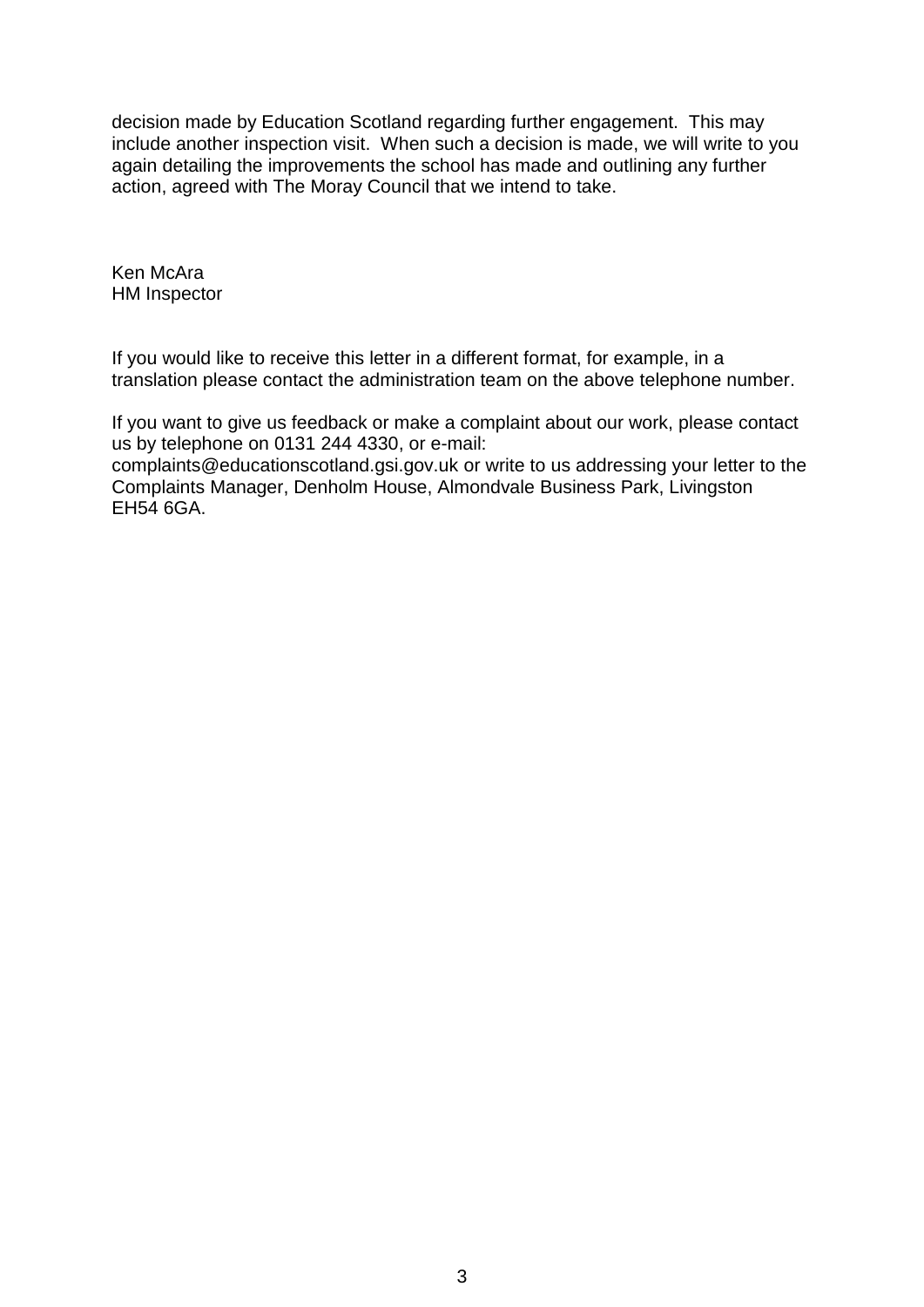decision made by Education Scotland regarding further engagement. This may include another inspection visit. When such a decision is made, we will write to you again detailing the improvements the school has made and outlining any further action, agreed with The Moray Council that we intend to take.

Ken McAra
HM Inspector

If you would like to receive this letter in a different format, for example, in a translation please contact the administration team on the above telephone number.

If you want to give us feedback or make a complaint about our work, please contact us by telephone on 0131 244 4330, or e-mail: complaints@educationscotland.gsi.gov.uk or write to us addressing your letter to the Complaints Manager, Denholm House, Almondvale Business Park, Livingston EH54 6GA.